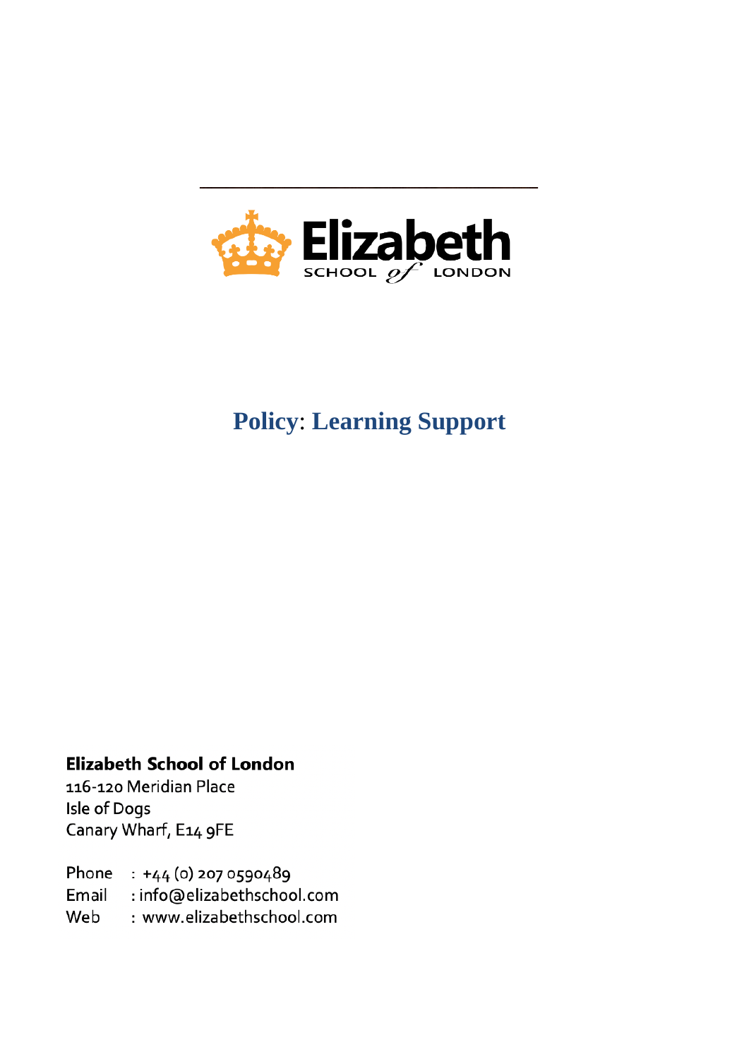# Policy: Learning Support

**Elizabeth School of London**
116-120 Meridian Place
Isle of Dogs
Canary Wharf, E14 9FE

Phone : +44 (0) 207 0590489
Email : info@elizabethschool.com
Web : www.elizabethschool.com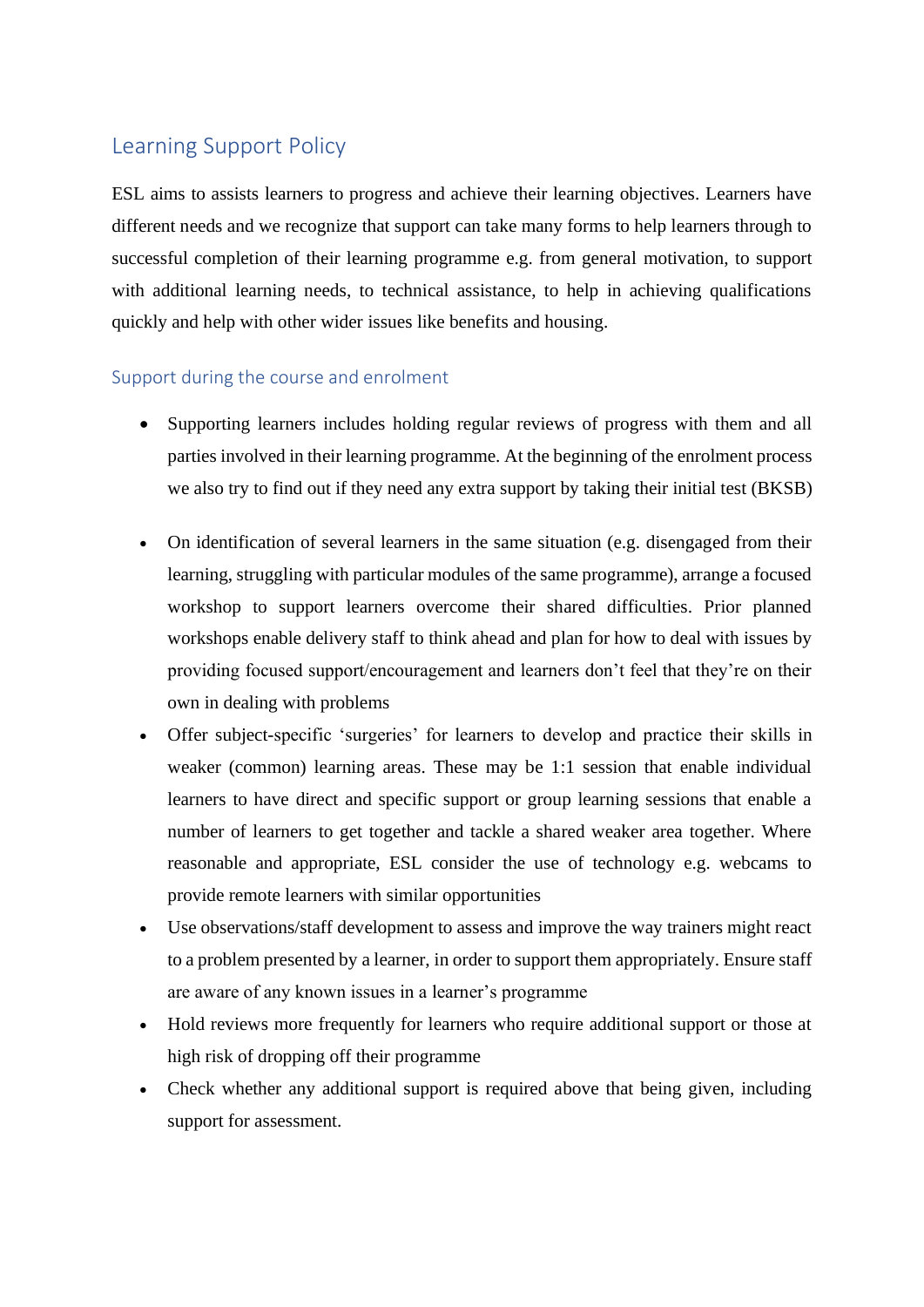## Learning Support Policy

ESL aims to assists learners to progress and achieve their learning objectives. Learners have different needs and we recognize that support can take many forms to help learners through to successful completion of their learning programme e.g. from general motivation, to support with additional learning needs, to technical assistance, to help in achieving qualifications quickly and help with other wider issues like benefits and housing.

### Support during the course and enrolment

- Supporting learners includes holding regular reviews of progress with them and all parties involved in their learning programme. At the beginning of the enrolment process we also try to find out if they need any extra support by taking their initial test (BKSB)
- On identification of several learners in the same situation (e.g. disengaged from their learning, struggling with particular modules of the same programme), arrange a focused workshop to support learners overcome their shared difficulties. Prior planned workshops enable delivery staff to think ahead and plan for how to deal with issues by providing focused support/encouragement and learners don't feel that they're on their own in dealing with problems
- Offer subject-specific 'surgeries' for learners to develop and practice their skills in weaker (common) learning areas. These may be 1:1 session that enable individual learners to have direct and specific support or group learning sessions that enable a number of learners to get together and tackle a shared weaker area together. Where reasonable and appropriate, ESL consider the use of technology e.g. webcams to provide remote learners with similar opportunities
- Use observations/staff development to assess and improve the way trainers might react to a problem presented by a learner, in order to support them appropriately. Ensure staff are aware of any known issues in a learner's programme
- Hold reviews more frequently for learners who require additional support or those at high risk of dropping off their programme
- Check whether any additional support is required above that being given, including support for assessment.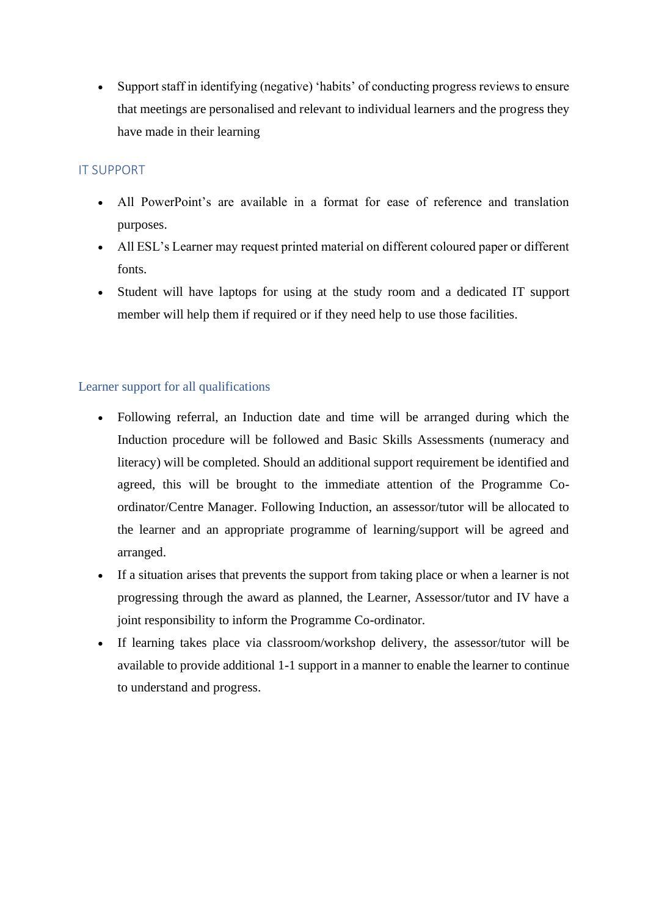- Support staff in identifying (negative) 'habits' of conducting progress reviews to ensure that meetings are personalised and relevant to individual learners and the progress they have made in their learning

## IT SUPPORT

- All PowerPoint's are available in a format for ease of reference and translation purposes.
- All ESL's Learner may request printed material on different coloured paper or different fonts.
- Student will have laptops for using at the study room and a dedicated IT support member will help them if required or if they need help to use those facilities.

## Learner support for all qualifications

- Following referral, an Induction date and time will be arranged during which the Induction procedure will be followed and Basic Skills Assessments (numeracy and literacy) will be completed. Should an additional support requirement be identified and agreed, this will be brought to the immediate attention of the Programme Co-ordinator/Centre Manager. Following Induction, an assessor/tutor will be allocated to the learner and an appropriate programme of learning/support will be agreed and arranged.
- If a situation arises that prevents the support from taking place or when a learner is not progressing through the award as planned, the Learner, Assessor/tutor and IV have a joint responsibility to inform the Programme Co-ordinator.
- If learning takes place via classroom/workshop delivery, the assessor/tutor will be available to provide additional 1-1 support in a manner to enable the learner to continue to understand and progress.